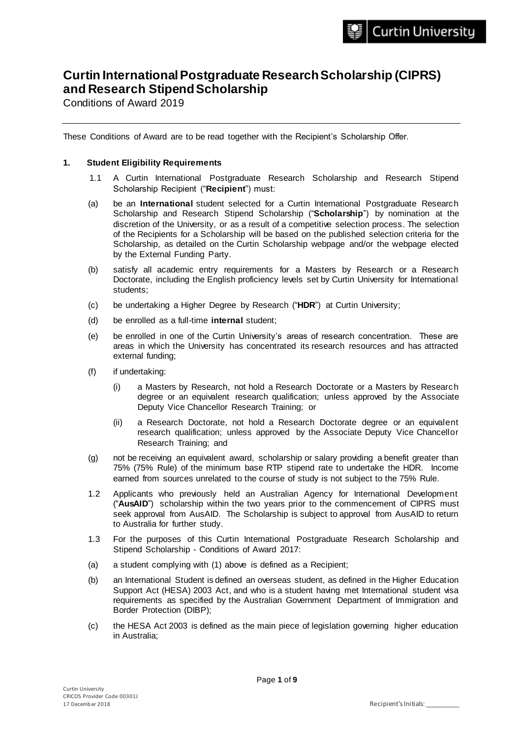# Curtin International Postgraduate Research Scholarship (CIPRS) and Research Stipend Scholarship

Conditions of Award 2019

These Conditions of Award are to be read together with the Recipient's Scholarship Offer.

## 1. Student Eligibility Requirements

1.1 A Curtin International Postgraduate Research Scholarship and Research Stipend Scholarship Recipient ("**Recipient**") must:

(a) be an **International** student selected for a Curtin International Postgraduate Research Scholarship and Research Stipend Scholarship ("**Scholarship**") by nomination at the discretion of the University, or as a result of a competitive selection process. The selection of the Recipients for a Scholarship will be based on the published selection criteria for the Scholarship, as detailed on the Curtin Scholarship webpage and/or the webpage elected by the External Funding Party.

(b) satisfy all academic entry requirements for a Masters by Research or a Research Doctorate, including the English proficiency levels set by Curtin University for International students;

(c) be undertaking a Higher Degree by Research ("**HDR**") at Curtin University;

(d) be enrolled as a full-time **internal** student;

(e) be enrolled in one of the Curtin University's areas of research concentration. These are areas in which the University has concentrated its research resources and has attracted external funding;

(f) if undertaking:

(i) a Masters by Research, not hold a Research Doctorate or a Masters by Research degree or an equivalent research qualification; unless approved by the Associate Deputy Vice Chancellor Research Training; or

(ii) a Research Doctorate, not hold a Research Doctorate degree or an equivalent research qualification; unless approved by the Associate Deputy Vice Chancellor Research Training; and

(g) not be receiving an equivalent award, scholarship or salary providing a benefit greater than 75% (75% Rule) of the minimum base RTP stipend rate to undertake the HDR. Income earned from sources unrelated to the course of study is not subject to the 75% Rule.

1.2 Applicants who previously held an Australian Agency for International Development ("**AusAID**") scholarship within the two years prior to the commencement of CIPRS must seek approval from AusAID. The Scholarship is subject to approval from AusAID to return to Australia for further study.

1.3 For the purposes of this Curtin International Postgraduate Research Scholarship and Stipend Scholarship - Conditions of Award 2017:

(a) a student complying with (1) above is defined as a Recipient;

(b) an International Student is defined an overseas student, as defined in the Higher Education Support Act (HESA) 2003 Act, and who is a student having met International student visa requirements as specified by the Australian Government Department of Immigration and Border Protection (DIBP);

(c) the HESA Act 2003 is defined as the main piece of legislation governing higher education in Australia;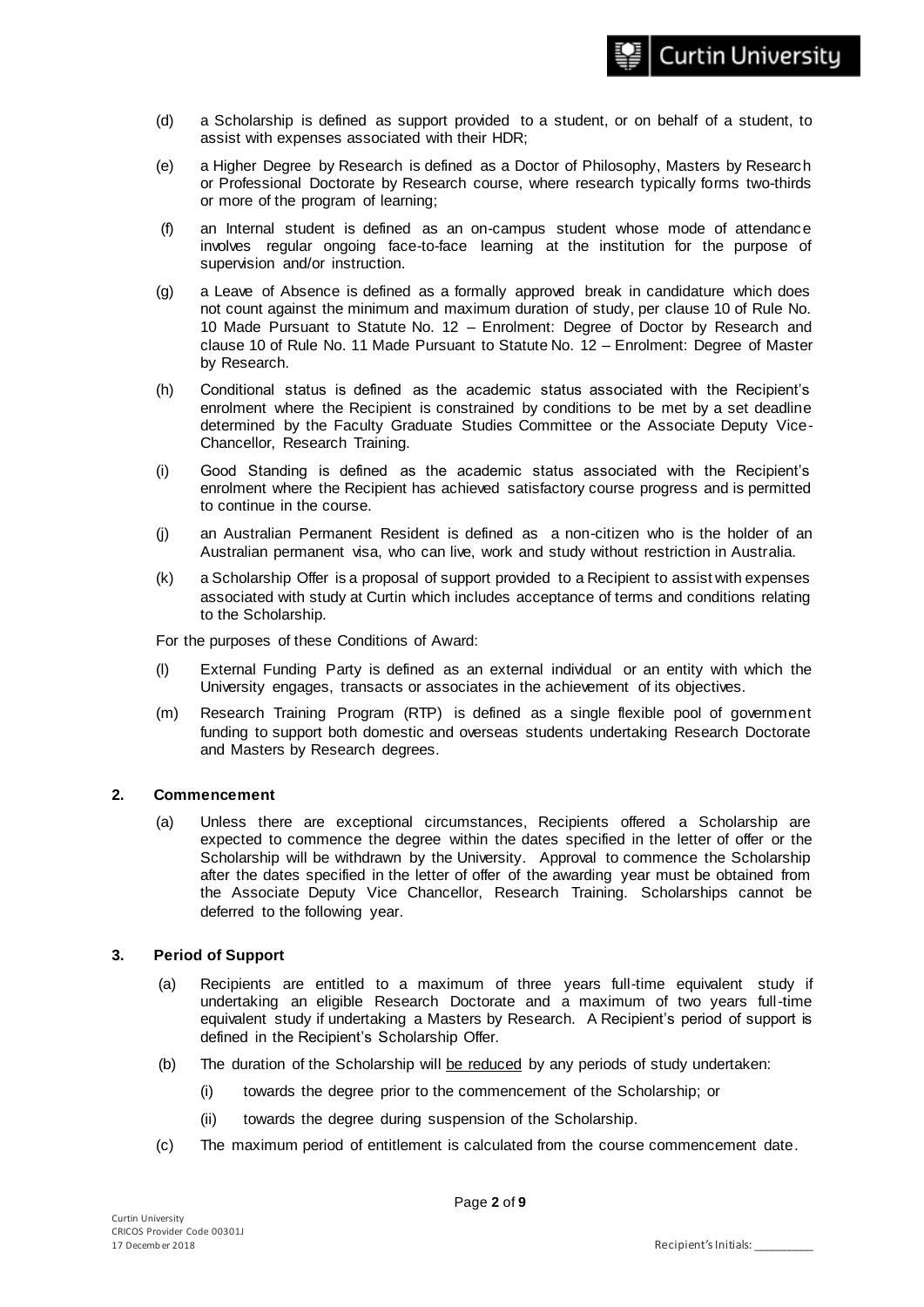(d) a Scholarship is defined as support provided to a student, or on behalf of a student, to assist with expenses associated with their HDR;

(e) a Higher Degree by Research is defined as a Doctor of Philosophy, Masters by Research or Professional Doctorate by Research course, where research typically forms two-thirds or more of the program of learning;

(f) an Internal student is defined as an on-campus student whose mode of attendance involves regular ongoing face-to-face learning at the institution for the purpose of supervision and/or instruction.

(g) a Leave of Absence is defined as a formally approved break in candidature which does not count against the minimum and maximum duration of study, per clause 10 of Rule No. 10 Made Pursuant to Statute No. 12 – Enrolment: Degree of Doctor by Research and clause 10 of Rule No. 11 Made Pursuant to Statute No. 12 – Enrolment: Degree of Master by Research.

(h) Conditional status is defined as the academic status associated with the Recipient's enrolment where the Recipient is constrained by conditions to be met by a set deadline determined by the Faculty Graduate Studies Committee or the Associate Deputy Vice-Chancellor, Research Training.

(i) Good Standing is defined as the academic status associated with the Recipient's enrolment where the Recipient has achieved satisfactory course progress and is permitted to continue in the course.

(j) an Australian Permanent Resident is defined as a non-citizen who is the holder of an Australian permanent visa, who can live, work and study without restriction in Australia.

(k) a Scholarship Offer is a proposal of support provided to a Recipient to assist with expenses associated with study at Curtin which includes acceptance of terms and conditions relating to the Scholarship.

For the purposes of these Conditions of Award:

(l) External Funding Party is defined as an external individual or an entity with which the University engages, transacts or associates in the achievement of its objectives.

(m) Research Training Program (RTP) is defined as a single flexible pool of government funding to support both domestic and overseas students undertaking Research Doctorate and Masters by Research degrees.

## 2. Commencement

(a) Unless there are exceptional circumstances, Recipients offered a Scholarship are expected to commence the degree within the dates specified in the letter of offer or the Scholarship will be withdrawn by the University. Approval to commence the Scholarship after the dates specified in the letter of offer of the awarding year must be obtained from the Associate Deputy Vice Chancellor, Research Training. Scholarships cannot be deferred to the following year.

## 3. Period of Support

(a) Recipients are entitled to a maximum of three years full-time equivalent study if undertaking an eligible Research Doctorate and a maximum of two years full-time equivalent study if undertaking a Masters by Research. A Recipient's period of support is defined in the Recipient's Scholarship Offer.

(b) The duration of the Scholarship will be reduced by any periods of study undertaken:

  (i) towards the degree prior to the commencement of the Scholarship; or

  (ii) towards the degree during suspension of the Scholarship.

(c) The maximum period of entitlement is calculated from the course commencement date.

Recipient's Initials: _________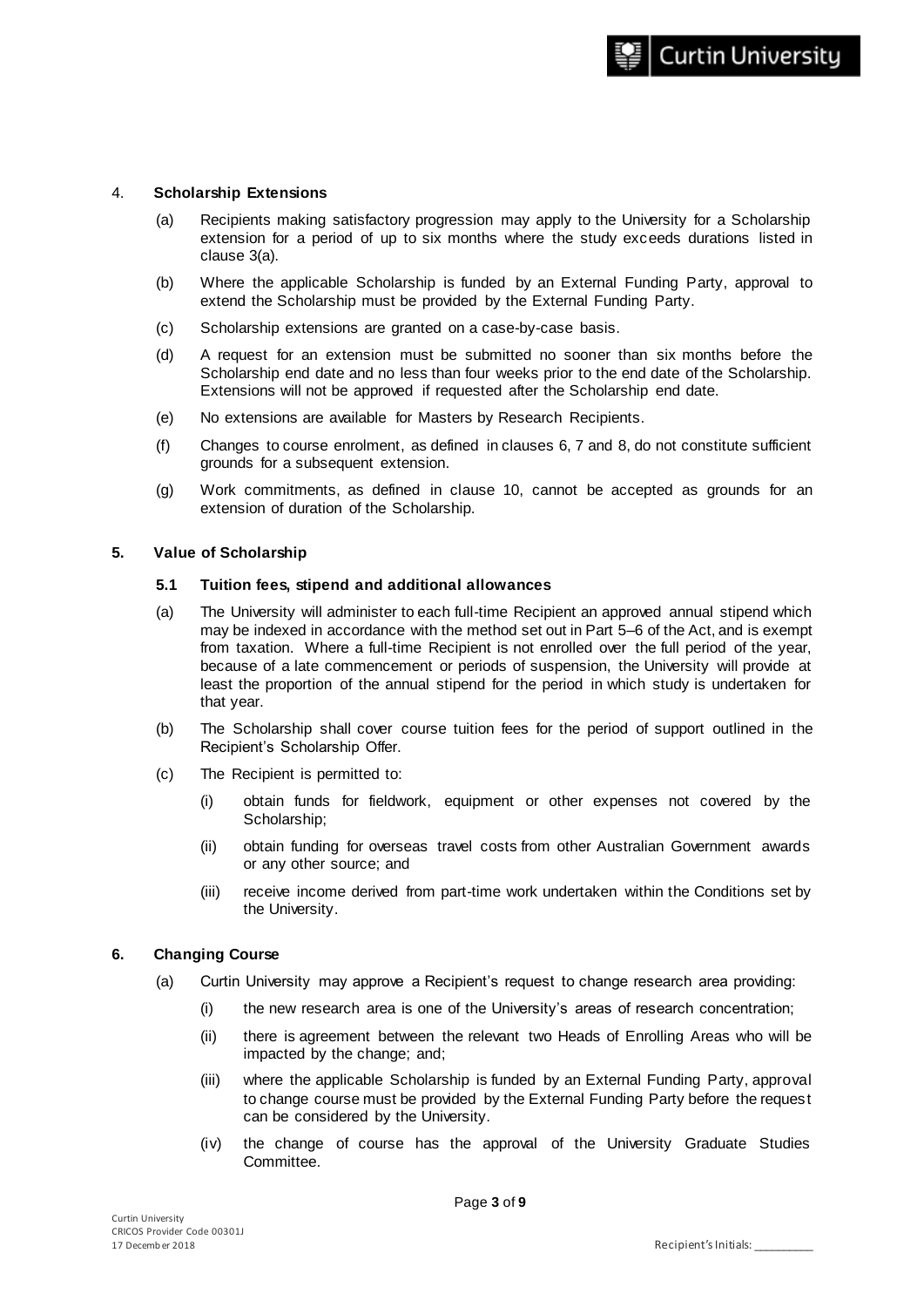## 4. Scholarship Extensions

(a) Recipients making satisfactory progression may apply to the University for a Scholarship extension for a period of up to six months where the study exceeds durations listed in clause 3(a).

(b) Where the applicable Scholarship is funded by an External Funding Party, approval to extend the Scholarship must be provided by the External Funding Party.

(c) Scholarship extensions are granted on a case-by-case basis.

(d) A request for an extension must be submitted no sooner than six months before the Scholarship end date and no less than four weeks prior to the end date of the Scholarship. Extensions will not be approved if requested after the Scholarship end date.

(e) No extensions are available for Masters by Research Recipients.

(f) Changes to course enrolment, as defined in clauses 6, 7 and 8, do not constitute sufficient grounds for a subsequent extension.

(g) Work commitments, as defined in clause 10, cannot be accepted as grounds for an extension of duration of the Scholarship.

## 5. Value of Scholarship

### 5.1 Tuition fees, stipend and additional allowances

(a) The University will administer to each full-time Recipient an approved annual stipend which may be indexed in accordance with the method set out in Part 5–6 of the Act, and is exempt from taxation. Where a full-time Recipient is not enrolled over the full period of the year, because of a late commencement or periods of suspension, the University will provide at least the proportion of the annual stipend for the period in which study is undertaken for that year.

(b) The Scholarship shall cover course tuition fees for the period of support outlined in the Recipient's Scholarship Offer.

(c) The Recipient is permitted to:

  (i) obtain funds for fieldwork, equipment or other expenses not covered by the Scholarship;

  (ii) obtain funding for overseas travel costs from other Australian Government awards or any other source; and

  (iii) receive income derived from part-time work undertaken within the Conditions set by the University.

## 6. Changing Course

(a) Curtin University may approve a Recipient's request to change research area providing:

  (i) the new research area is one of the University's areas of research concentration;

  (ii) there is agreement between the relevant two Heads of Enrolling Areas who will be impacted by the change; and;

  (iii) where the applicable Scholarship is funded by an External Funding Party, approval to change course must be provided by the External Funding Party before the request can be considered by the University.

  (iv) the change of course has the approval of the University Graduate Studies Committee.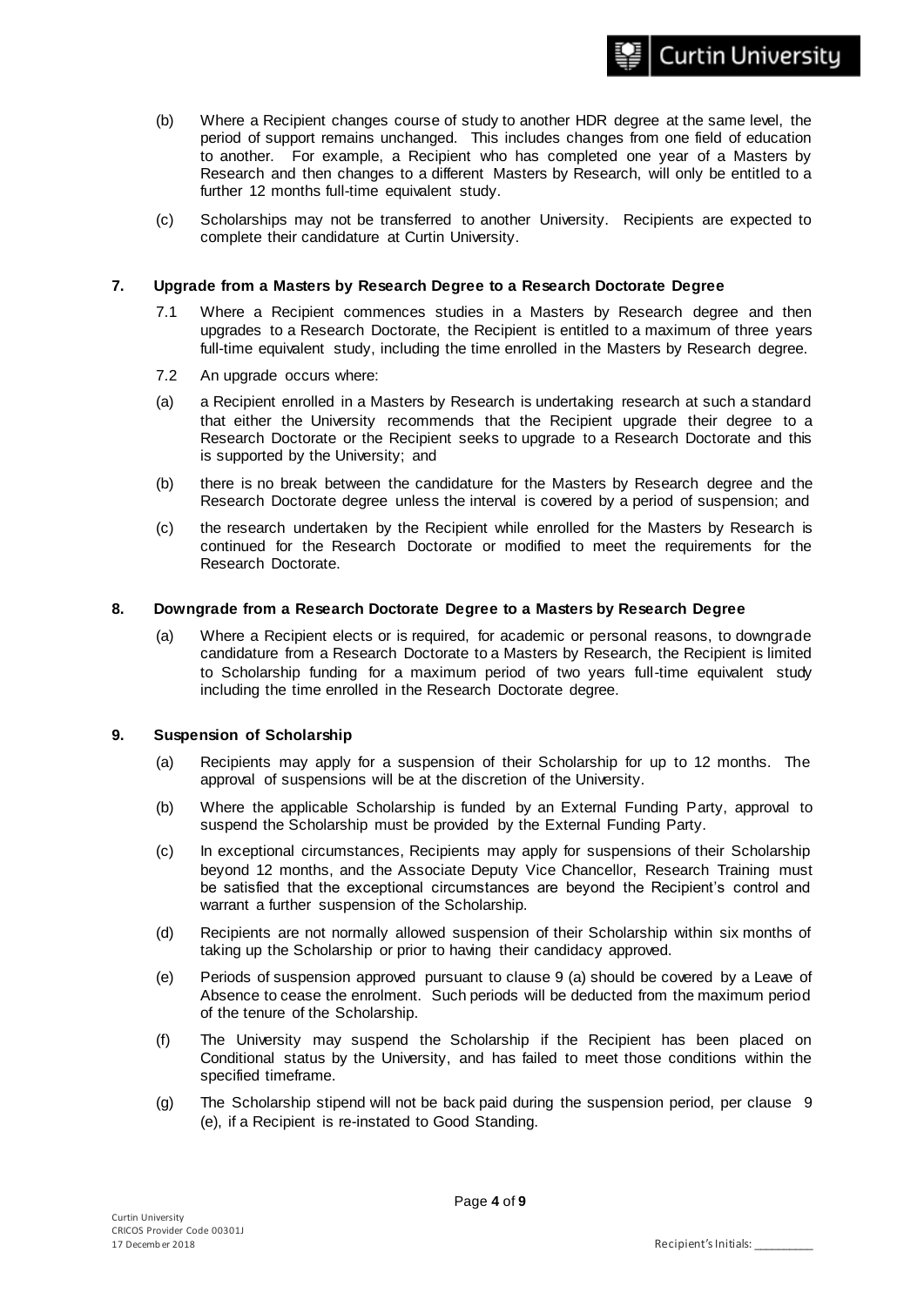(b) Where a Recipient changes course of study to another HDR degree at the same level, the period of support remains unchanged. This includes changes from one field of education to another. For example, a Recipient who has completed one year of a Masters by Research and then changes to a different Masters by Research, will only be entitled to a further 12 months full-time equivalent study.

(c) Scholarships may not be transferred to another University. Recipients are expected to complete their candidature at Curtin University.

## 7. Upgrade from a Masters by Research Degree to a Research Doctorate Degree

7.1 Where a Recipient commences studies in a Masters by Research degree and then upgrades to a Research Doctorate, the Recipient is entitled to a maximum of three years full-time equivalent study, including the time enrolled in the Masters by Research degree.

7.2 An upgrade occurs where:

(a) a Recipient enrolled in a Masters by Research is undertaking research at such a standard that either the University recommends that the Recipient upgrade their degree to a Research Doctorate or the Recipient seeks to upgrade to a Research Doctorate and this is supported by the University; and

(b) there is no break between the candidature for the Masters by Research degree and the Research Doctorate degree unless the interval is covered by a period of suspension; and

(c) the research undertaken by the Recipient while enrolled for the Masters by Research is continued for the Research Doctorate or modified to meet the requirements for the Research Doctorate.

## 8. Downgrade from a Research Doctorate Degree to a Masters by Research Degree

(a) Where a Recipient elects or is required, for academic or personal reasons, to downgrade candidature from a Research Doctorate to a Masters by Research, the Recipient is limited to Scholarship funding for a maximum period of two years full-time equivalent study including the time enrolled in the Research Doctorate degree.

## 9. Suspension of Scholarship

(a) Recipients may apply for a suspension of their Scholarship for up to 12 months. The approval of suspensions will be at the discretion of the University.

(b) Where the applicable Scholarship is funded by an External Funding Party, approval to suspend the Scholarship must be provided by the External Funding Party.

(c) In exceptional circumstances, Recipients may apply for suspensions of their Scholarship beyond 12 months, and the Associate Deputy Vice Chancellor, Research Training must be satisfied that the exceptional circumstances are beyond the Recipient's control and warrant a further suspension of the Scholarship.

(d) Recipients are not normally allowed suspension of their Scholarship within six months of taking up the Scholarship or prior to having their candidacy approved.

(e) Periods of suspension approved pursuant to clause 9 (a) should be covered by a Leave of Absence to cease the enrolment. Such periods will be deducted from the maximum period of the tenure of the Scholarship.

(f) The University may suspend the Scholarship if the Recipient has been placed on Conditional status by the University, and has failed to meet those conditions within the specified timeframe.

(g) The Scholarship stipend will not be back paid during the suspension period, per clause 9 (e), if a Recipient is re-instated to Good Standing.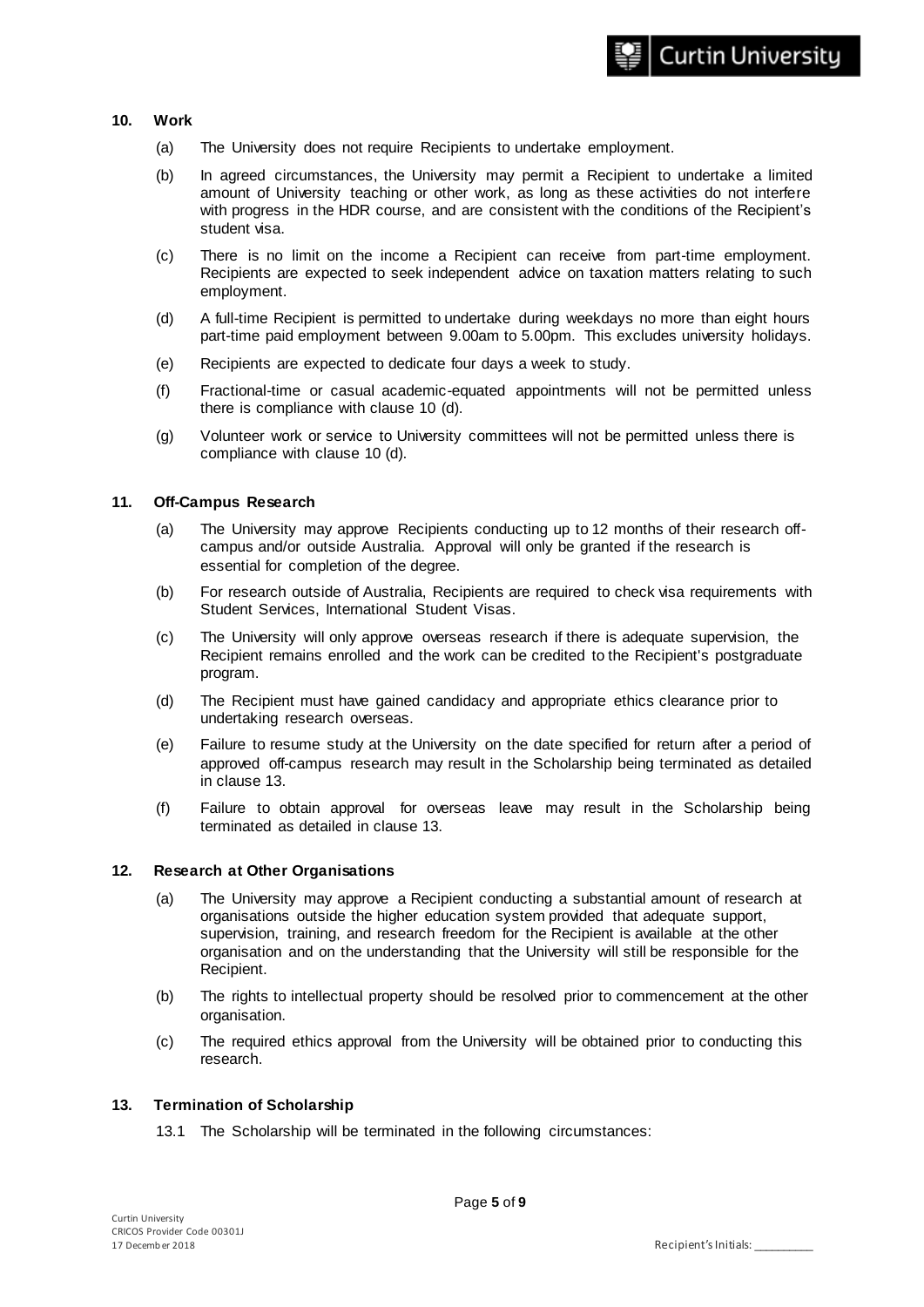### 10. Work

(a) The University does not require Recipients to undertake employment.

(b) In agreed circumstances, the University may permit a Recipient to undertake a limited amount of University teaching or other work, as long as these activities do not interfere with progress in the HDR course, and are consistent with the conditions of the Recipient's student visa.

(c) There is no limit on the income a Recipient can receive from part-time employment. Recipients are expected to seek independent advice on taxation matters relating to such employment.

(d) A full-time Recipient is permitted to undertake during weekdays no more than eight hours part-time paid employment between 9.00am to 5.00pm. This excludes university holidays.

(e) Recipients are expected to dedicate four days a week to study.

(f) Fractional-time or casual academic-equated appointments will not be permitted unless there is compliance with clause 10 (d).

(g) Volunteer work or service to University committees will not be permitted unless there is compliance with clause 10 (d).

### 11. Off-Campus Research

(a) The University may approve Recipients conducting up to 12 months of their research off-campus and/or outside Australia. Approval will only be granted if the research is essential for completion of the degree.

(b) For research outside of Australia, Recipients are required to check visa requirements with Student Services, International Student Visas.

(c) The University will only approve overseas research if there is adequate supervision, the Recipient remains enrolled and the work can be credited to the Recipient's postgraduate program.

(d) The Recipient must have gained candidacy and appropriate ethics clearance prior to undertaking research overseas.

(e) Failure to resume study at the University on the date specified for return after a period of approved off-campus research may result in the Scholarship being terminated as detailed in clause 13.

(f) Failure to obtain approval for overseas leave may result in the Scholarship being terminated as detailed in clause 13.

### 12. Research at Other Organisations

(a) The University may approve a Recipient conducting a substantial amount of research at organisations outside the higher education system provided that adequate support, supervision, training, and research freedom for the Recipient is available at the other organisation and on the understanding that the University will still be responsible for the Recipient.

(b) The rights to intellectual property should be resolved prior to commencement at the other organisation.

(c) The required ethics approval from the University will be obtained prior to conducting this research.

### 13. Termination of Scholarship

13.1 The Scholarship will be terminated in the following circumstances: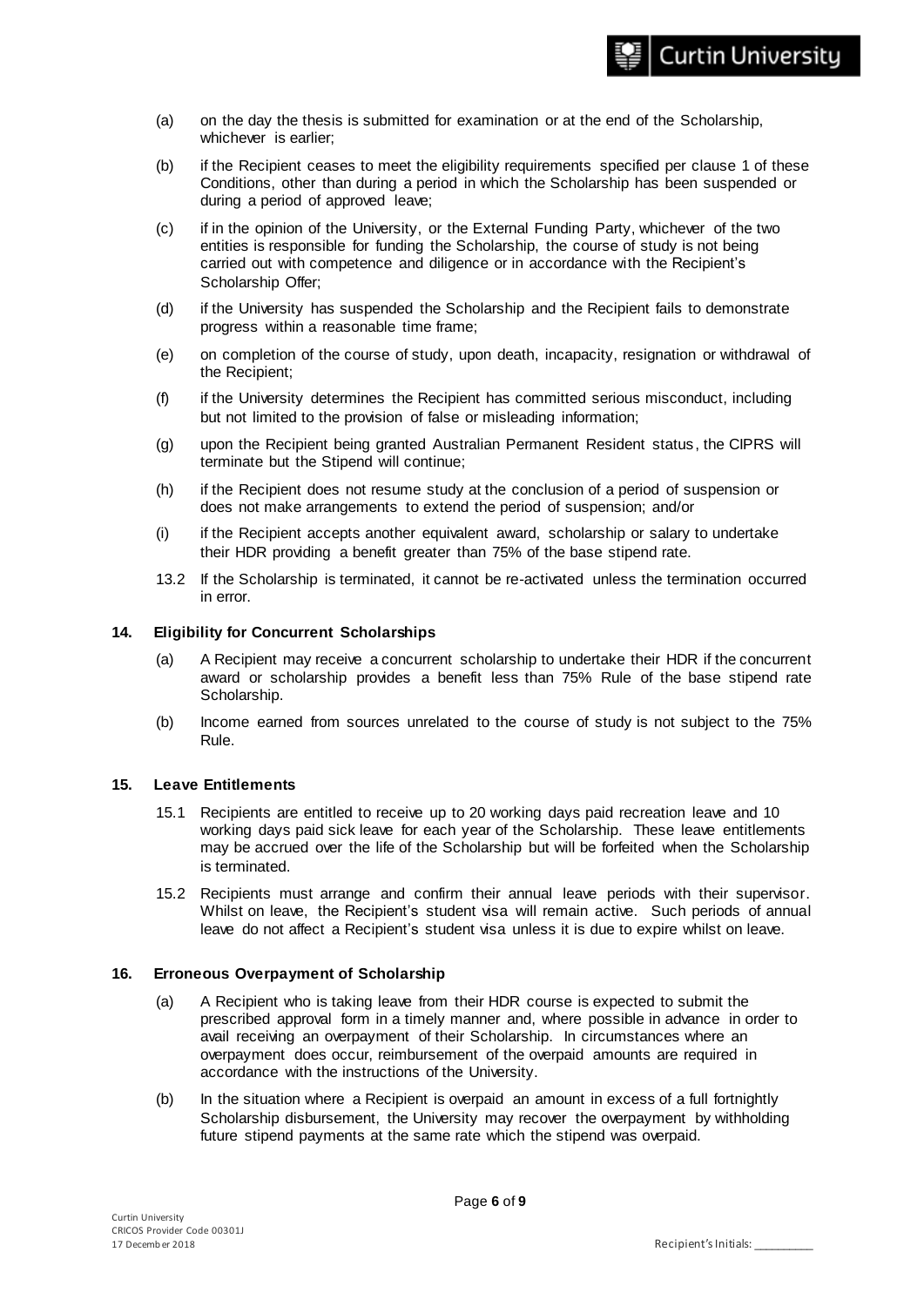(a) on the day the thesis is submitted for examination or at the end of the Scholarship, whichever is earlier;

(b) if the Recipient ceases to meet the eligibility requirements specified per clause 1 of these Conditions, other than during a period in which the Scholarship has been suspended or during a period of approved leave;

(c) if in the opinion of the University, or the External Funding Party, whichever of the two entities is responsible for funding the Scholarship, the course of study is not being carried out with competence and diligence or in accordance with the Recipient's Scholarship Offer;

(d) if the University has suspended the Scholarship and the Recipient fails to demonstrate progress within a reasonable time frame;

(e) on completion of the course of study, upon death, incapacity, resignation or withdrawal of the Recipient;

(f) if the University determines the Recipient has committed serious misconduct, including but not limited to the provision of false or misleading information;

(g) upon the Recipient being granted Australian Permanent Resident status, the CIPRS will terminate but the Stipend will continue;

(h) if the Recipient does not resume study at the conclusion of a period of suspension or does not make arrangements to extend the period of suspension; and/or

(i) if the Recipient accepts another equivalent award, scholarship or salary to undertake their HDR providing a benefit greater than 75% of the base stipend rate.

13.2 If the Scholarship is terminated, it cannot be re-activated unless the termination occurred in error.

## 14. Eligibility for Concurrent Scholarships

(a) A Recipient may receive a concurrent scholarship to undertake their HDR if the concurrent award or scholarship provides a benefit less than 75% Rule of the base stipend rate Scholarship.

(b) Income earned from sources unrelated to the course of study is not subject to the 75% Rule.

## 15. Leave Entitlements

15.1 Recipients are entitled to receive up to 20 working days paid recreation leave and 10 working days paid sick leave for each year of the Scholarship. These leave entitlements may be accrued over the life of the Scholarship but will be forfeited when the Scholarship is terminated.

15.2 Recipients must arrange and confirm their annual leave periods with their supervisor. Whilst on leave, the Recipient's student visa will remain active. Such periods of annual leave do not affect a Recipient's student visa unless it is due to expire whilst on leave.

## 16. Erroneous Overpayment of Scholarship

(a) A Recipient who is taking leave from their HDR course is expected to submit the prescribed approval form in a timely manner and, where possible in advance in order to avail receiving an overpayment of their Scholarship. In circumstances where an overpayment does occur, reimbursement of the overpaid amounts are required in accordance with the instructions of the University.

(b) In the situation where a Recipient is overpaid an amount in excess of a full fortnightly Scholarship disbursement, the University may recover the overpayment by withholding future stipend payments at the same rate which the stipend was overpaid.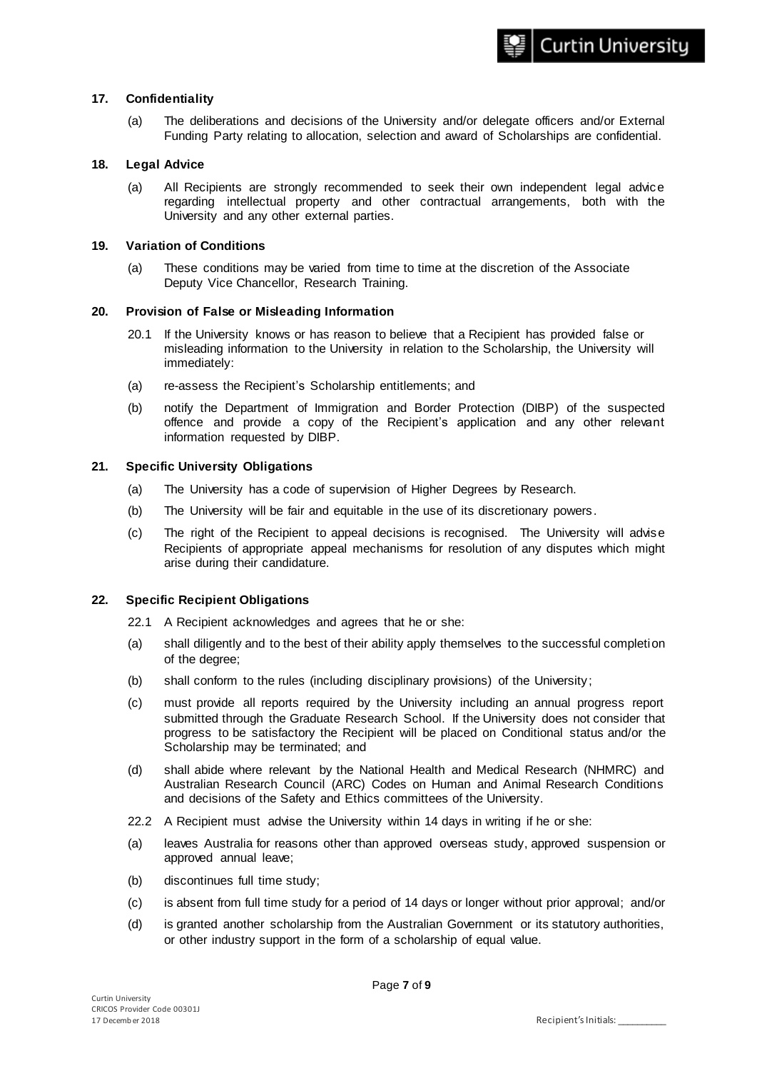## 17. Confidentiality

(a) The deliberations and decisions of the University and/or delegate officers and/or External Funding Party relating to allocation, selection and award of Scholarships are confidential.

## 18. Legal Advice

(a) All Recipients are strongly recommended to seek their own independent legal advice regarding intellectual property and other contractual arrangements, both with the University and any other external parties.

## 19. Variation of Conditions

(a) These conditions may be varied from time to time at the discretion of the Associate Deputy Vice Chancellor, Research Training.

## 20. Provision of False or Misleading Information

20.1 If the University knows or has reason to believe that a Recipient has provided false or misleading information to the University in relation to the Scholarship, the University will immediately:

(a) re-assess the Recipient's Scholarship entitlements; and

(b) notify the Department of Immigration and Border Protection (DIBP) of the suspected offence and provide a copy of the Recipient's application and any other relevant information requested by DIBP.

## 21. Specific University Obligations

(a) The University has a code of supervision of Higher Degrees by Research.

(b) The University will be fair and equitable in the use of its discretionary powers.

(c) The right of the Recipient to appeal decisions is recognised. The University will advise Recipients of appropriate appeal mechanisms for resolution of any disputes which might arise during their candidature.

## 22. Specific Recipient Obligations

22.1 A Recipient acknowledges and agrees that he or she:

(a) shall diligently and to the best of their ability apply themselves to the successful completion of the degree;

(b) shall conform to the rules (including disciplinary provisions) of the University;

(c) must provide all reports required by the University including an annual progress report submitted through the Graduate Research School. If the University does not consider that progress to be satisfactory the Recipient will be placed on Conditional status and/or the Scholarship may be terminated; and

(d) shall abide where relevant by the National Health and Medical Research (NHMRC) and Australian Research Council (ARC) Codes on Human and Animal Research Conditions and decisions of the Safety and Ethics committees of the University.

22.2 A Recipient must advise the University within 14 days in writing if he or she:

(a) leaves Australia for reasons other than approved overseas study, approved suspension or approved annual leave;

(b) discontinues full time study;

(c) is absent from full time study for a period of 14 days or longer without prior approval; and/or

(d) is granted another scholarship from the Australian Government or its statutory authorities, or other industry support in the form of a scholarship of equal value.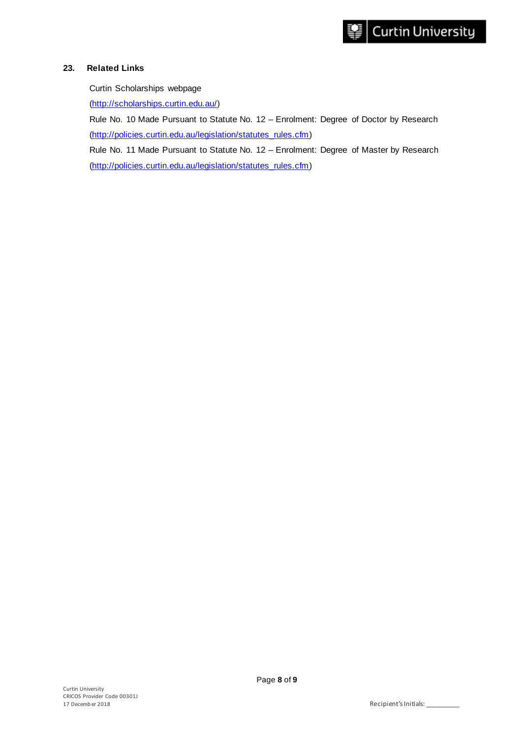## 23. Related Links

Curtin Scholarships webpage
(http://scholarships.curtin.edu.au/)

Rule No. 10 Made Pursuant to Statute No. 12 – Enrolment: Degree of Doctor by Research
(http://policies.curtin.edu.au/legislation/statutes_rules.cfm)

Rule No. 11 Made Pursuant to Statute No. 12 – Enrolment: Degree of Master by Research
(http://policies.curtin.edu.au/legislation/statutes_rules.cfm)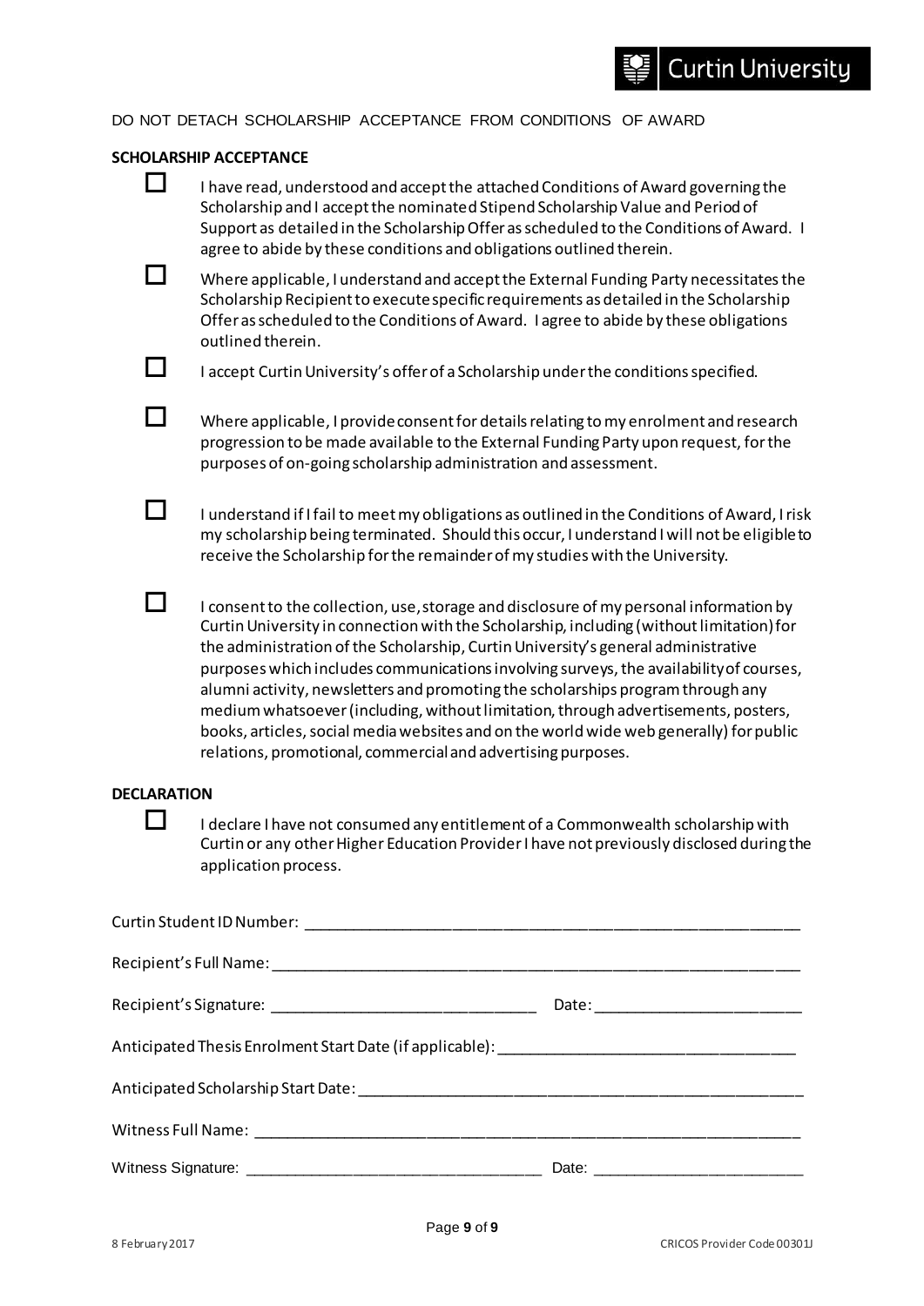DO NOT DETACH SCHOLARSHIP ACCEPTANCE FROM CONDITIONS OF AWARD

**SCHOLARSHIP ACCEPTANCE**

- ☐ I have read, understood and accept the attached Conditions of Award governing the Scholarship and I accept the nominated Stipend Scholarship Value and Period of Support as detailed in the Scholarship Offer as scheduled to the Conditions of Award. I agree to abide by these conditions and obligations outlined therein.
- ☐ Where applicable, I understand and accept the External Funding Party necessitates the Scholarship Recipient to execute specific requirements as detailed in the Scholarship Offer as scheduled to the Conditions of Award. I agree to abide by these obligations outlined therein.
- ☐ I accept Curtin University's offer of a Scholarship under the conditions specified.
- ☐ Where applicable, I provide consent for details relating to my enrolment and research progression to be made available to the External Funding Party upon request, for the purposes of on-going scholarship administration and assessment.
- ☐ I understand if I fail to meet my obligations as outlined in the Conditions of Award, I risk my scholarship being terminated. Should this occur, I understand I will not be eligible to receive the Scholarship for the remainder of my studies with the University.
- ☐ I consent to the collection, use, storage and disclosure of my personal information by Curtin University in connection with the Scholarship, including (without limitation) for the administration of the Scholarship, Curtin University's general administrative purposes which includes communications involving surveys, the availability of courses, alumni activity, newsletters and promoting the scholarships program through any medium whatsoever (including, without limitation, through advertisements, posters, books, articles, social media websites and on the world wide web generally) for public relations, promotional, commercial and advertising purposes.

**DECLARATION**

- ☐ I declare I have not consumed any entitlement of a Commonwealth scholarship with Curtin or any other Higher Education Provider I have not previously disclosed during the application process.

Curtin Student ID Number: ____________________________________________

Recipient's Full Name: ____________________________________________

Recipient's Signature: ______________________________ Date: ________________________

Anticipated Thesis Enrolment Start Date (if applicable): ________________________________

Anticipated Scholarship Start Date: ____________________________________________

Witness Full Name: ____________________________________________

Witness Signature: ______________________________ Date: ________________________